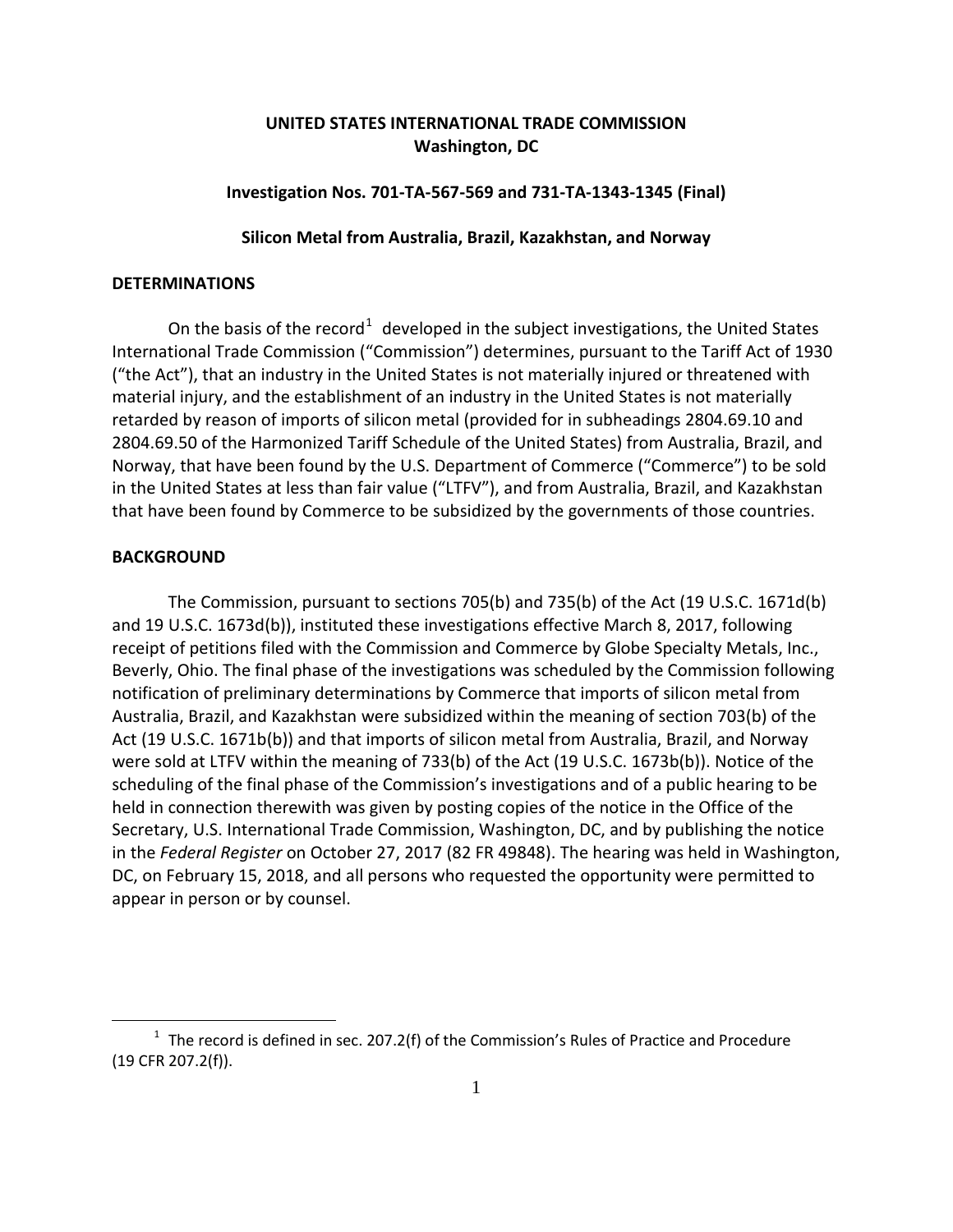**UNITED STATES INTERNATIONAL TRADE COMMISSION**
**Washington, DC**

**Investigation Nos. 701-TA-567-569 and 731-TA-1343-1345 (Final)**

**Silicon Metal from Australia, Brazil, Kazakhstan, and Norway**

## DETERMINATIONS

On the basis of the record[1] developed in the subject investigations, the United States International Trade Commission ("Commission") determines, pursuant to the Tariff Act of 1930 ("the Act"), that an industry in the United States is not materially injured or threatened with material injury, and the establishment of an industry in the United States is not materially retarded by reason of imports of silicon metal (provided for in subheadings 2804.69.10 and 2804.69.50 of the Harmonized Tariff Schedule of the United States) from Australia, Brazil, and Norway, that have been found by the U.S. Department of Commerce ("Commerce") to be sold in the United States at less than fair value ("LTFV"), and from Australia, Brazil, and Kazakhstan that have been found by Commerce to be subsidized by the governments of those countries.

## BACKGROUND

The Commission, pursuant to sections 705(b) and 735(b) of the Act (19 U.S.C. 1671d(b) and 19 U.S.C. 1673d(b)), instituted these investigations effective March 8, 2017, following receipt of petitions filed with the Commission and Commerce by Globe Specialty Metals, Inc., Beverly, Ohio. The final phase of the investigations was scheduled by the Commission following notification of preliminary determinations by Commerce that imports of silicon metal from Australia, Brazil, and Kazakhstan were subsidized within the meaning of section 703(b) of the Act (19 U.S.C. 1671b(b)) and that imports of silicon metal from Australia, Brazil, and Norway were sold at LTFV within the meaning of 733(b) of the Act (19 U.S.C. 1673b(b)). Notice of the scheduling of the final phase of the Commission's investigations and of a public hearing to be held in connection therewith was given by posting copies of the notice in the Office of the Secretary, U.S. International Trade Commission, Washington, DC, and by publishing the notice in the *Federal Register* on October 27, 2017 (82 FR 49848). The hearing was held in Washington, DC, on February 15, 2018, and all persons who requested the opportunity were permitted to appear in person or by counsel.

---

[1] The record is defined in sec. 207.2(f) of the Commission's Rules of Practice and Procedure (19 CFR 207.2(f)).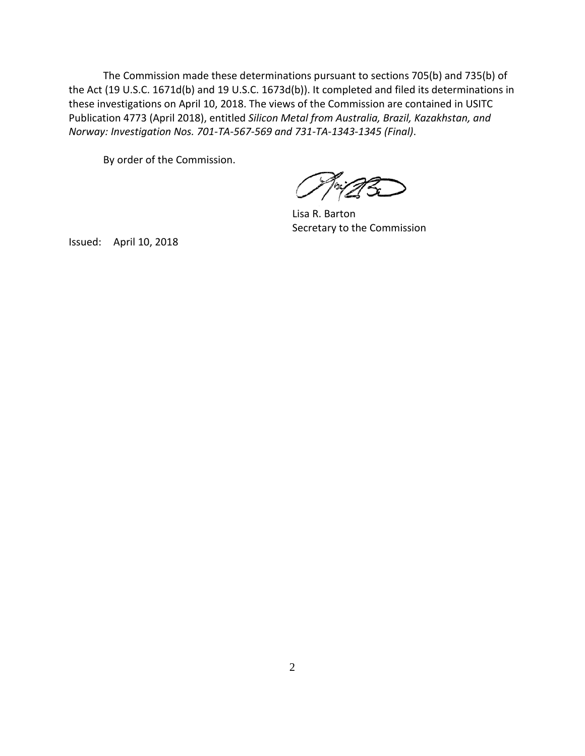The Commission made these determinations pursuant to sections 705(b) and 735(b) of the Act (19 U.S.C. 1671d(b) and 19 U.S.C. 1673d(b)). It completed and filed its determinations in these investigations on April 10, 2018. The views of the Commission are contained in USITC Publication 4773 (April 2018), entitled *Silicon Metal from Australia, Brazil, Kazakhstan, and Norway: Investigation Nos. 701-TA-567-569 and 731-TA-1343-1345 (Final)*.

By order of the Commission.

Lisa R. Barton
Secretary to the Commission

Issued: April 10, 2018